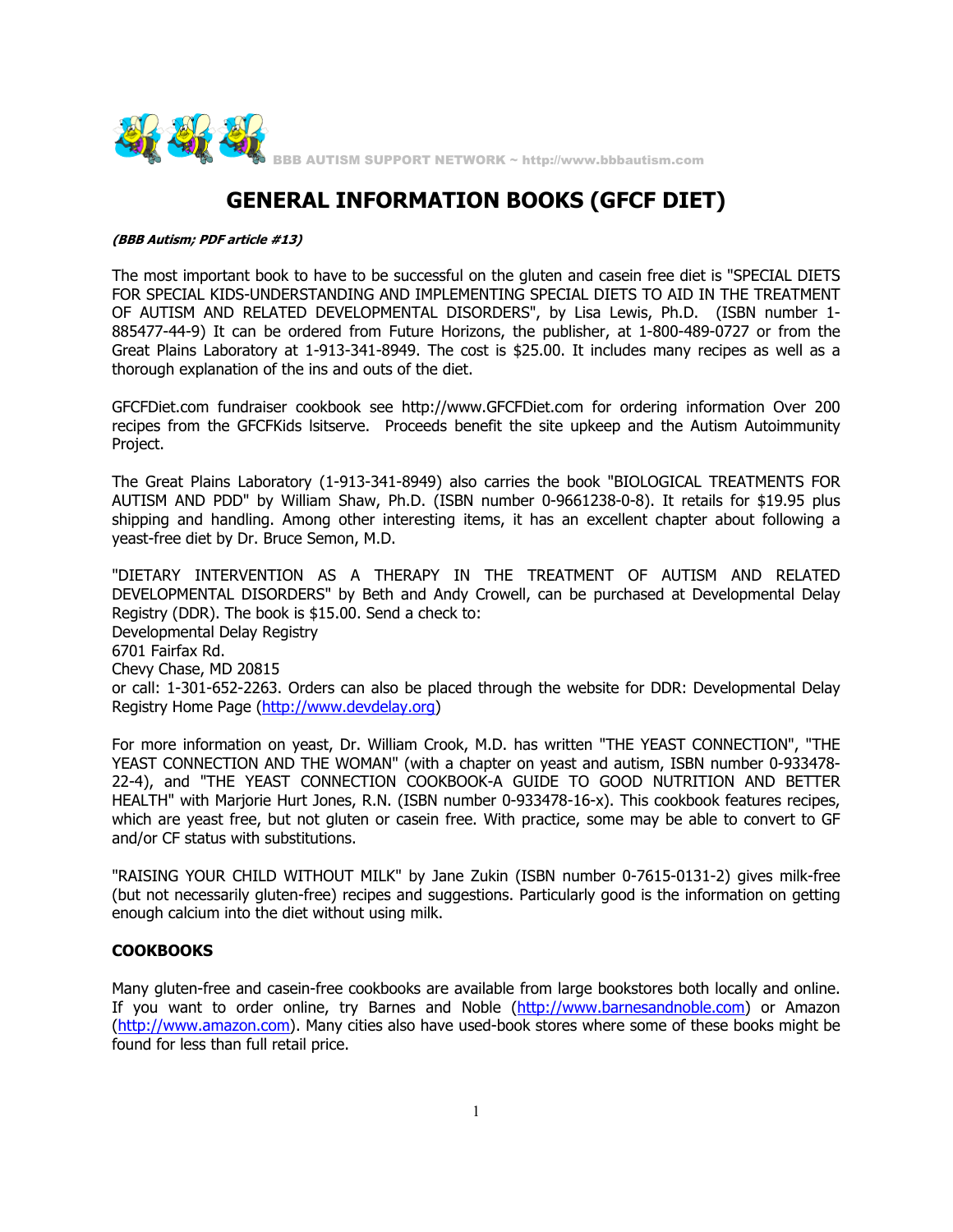# GENERAL INFORMATION BOOKS (GFCF DIET)

***(BBB Autism; PDF article #13)***

The most important book to have to be successful on the gluten and casein free diet is "SPECIAL DIETS FOR SPECIAL KIDS-UNDERSTANDING AND IMPLEMENTING SPECIAL DIETS TO AID IN THE TREATMENT OF AUTISM AND RELATED DEVELOPMENTAL DISORDERS", by Lisa Lewis, Ph.D. (ISBN number 1-885477-44-9) It can be ordered from Future Horizons, the publisher, at 1-800-489-0727 or from the Great Plains Laboratory at 1-913-341-8949. The cost is $25.00. It includes many recipes as well as a thorough explanation of the ins and outs of the diet.

GFCFDiet.com fundraiser cookbook see http://www.GFCFDiet.com for ordering information Over 200 recipes from the GFCFKids lsitserve. Proceeds benefit the site upkeep and the Autism Autoimmunity Project.

The Great Plains Laboratory (1-913-341-8949) also carries the book "BIOLOGICAL TREATMENTS FOR AUTISM AND PDD" by William Shaw, Ph.D. (ISBN number 0-9661238-0-8). It retails for $19.95 plus shipping and handling. Among other interesting items, it has an excellent chapter about following a yeast-free diet by Dr. Bruce Semon, M.D.

"DIETARY INTERVENTION AS A THERAPY IN THE TREATMENT OF AUTISM AND RELATED DEVELOPMENTAL DISORDERS" by Beth and Andy Crowell, can be purchased at Developmental Delay Registry (DDR). The book is $15.00. Send a check to:
Developmental Delay Registry
6701 Fairfax Rd.
Chevy Chase, MD 20815
or call: 1-301-652-2263. Orders can also be placed through the website for DDR: Developmental Delay Registry Home Page (http://www.devdelay.org)

For more information on yeast, Dr. William Crook, M.D. has written "THE YEAST CONNECTION", "THE YEAST CONNECTION AND THE WOMAN" (with a chapter on yeast and autism, ISBN number 0-933478-22-4), and "THE YEAST CONNECTION COOKBOOK-A GUIDE TO GOOD NUTRITION AND BETTER HEALTH" with Marjorie Hurt Jones, R.N. (ISBN number 0-933478-16-x). This cookbook features recipes, which are yeast free, but not gluten or casein free. With practice, some may be able to convert to GF and/or CF status with substitutions.

"RAISING YOUR CHILD WITHOUT MILK" by Jane Zukin (ISBN number 0-7615-0131-2) gives milk-free (but not necessarily gluten-free) recipes and suggestions. Particularly good is the information on getting enough calcium into the diet without using milk.

## COOKBOOKS

Many gluten-free and casein-free cookbooks are available from large bookstores both locally and online. If you want to order online, try Barnes and Noble (http://www.barnesandnoble.com) or Amazon (http://www.amazon.com). Many cities also have used-book stores where some of these books might be found for less than full retail price.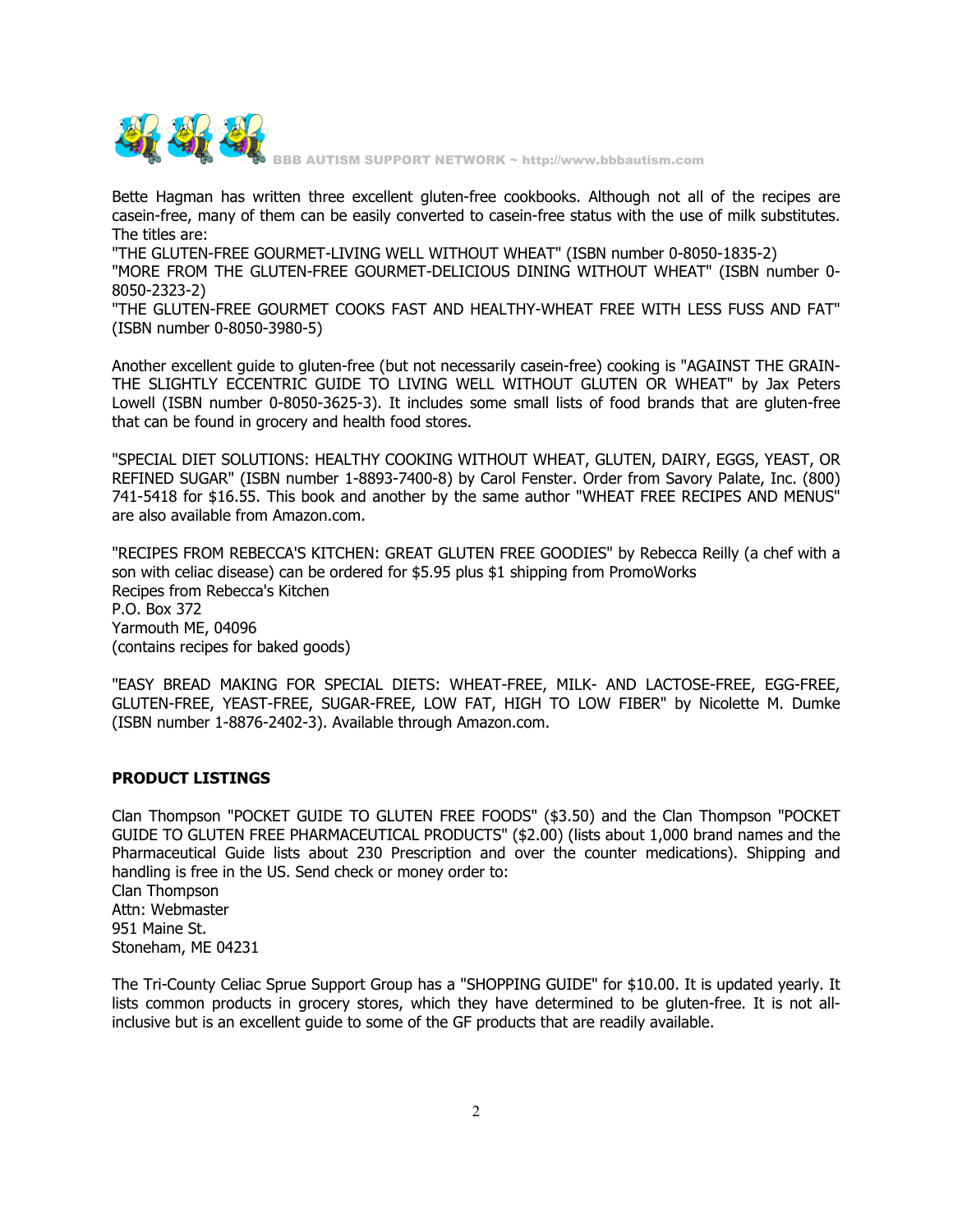Bette Hagman has written three excellent gluten-free cookbooks. Although not all of the recipes are casein-free, many of them can be easily converted to casein-free status with the use of milk substitutes. The titles are:
"THE GLUTEN-FREE GOURMET-LIVING WELL WITHOUT WHEAT" (ISBN number 0-8050-1835-2)
"MORE FROM THE GLUTEN-FREE GOURMET-DELICIOUS DINING WITHOUT WHEAT" (ISBN number 0-8050-2323-2)
"THE GLUTEN-FREE GOURMET COOKS FAST AND HEALTHY-WHEAT FREE WITH LESS FUSS AND FAT" (ISBN number 0-8050-3980-5)

Another excellent guide to gluten-free (but not necessarily casein-free) cooking is "AGAINST THE GRAIN-THE SLIGHTLY ECCENTRIC GUIDE TO LIVING WELL WITHOUT GLUTEN OR WHEAT" by Jax Peters Lowell (ISBN number 0-8050-3625-3). It includes some small lists of food brands that are gluten-free that can be found in grocery and health food stores.

"SPECIAL DIET SOLUTIONS: HEALTHY COOKING WITHOUT WHEAT, GLUTEN, DAIRY, EGGS, YEAST, OR REFINED SUGAR" (ISBN number 1-8893-7400-8) by Carol Fenster. Order from Savory Palate, Inc. (800) 741-5418 for $16.55. This book and another by the same author "WHEAT FREE RECIPES AND MENUS" are also available from Amazon.com.

"RECIPES FROM REBECCA'S KITCHEN: GREAT GLUTEN FREE GOODIES" by Rebecca Reilly (a chef with a son with celiac disease) can be ordered for $5.95 plus $1 shipping from PromoWorks
Recipes from Rebecca's Kitchen
P.O. Box 372
Yarmouth ME, 04096
(contains recipes for baked goods)

"EASY BREAD MAKING FOR SPECIAL DIETS: WHEAT-FREE, MILK- AND LACTOSE-FREE, EGG-FREE, GLUTEN-FREE, YEAST-FREE, SUGAR-FREE, LOW FAT, HIGH TO LOW FIBER" by Nicolette M. Dumke (ISBN number 1-8876-2402-3). Available through Amazon.com.

**PRODUCT LISTINGS**

Clan Thompson "POCKET GUIDE TO GLUTEN FREE FOODS" ($3.50) and the Clan Thompson "POCKET GUIDE TO GLUTEN FREE PHARMACEUTICAL PRODUCTS" ($2.00) (lists about 1,000 brand names and the Pharmaceutical Guide lists about 230 Prescription and over the counter medications). Shipping and handling is free in the US. Send check or money order to:
Clan Thompson
Attn: Webmaster
951 Maine St.
Stoneham, ME 04231

The Tri-County Celiac Sprue Support Group has a "SHOPPING GUIDE" for $10.00. It is updated yearly. It lists common products in grocery stores, which they have determined to be gluten-free. It is not all-inclusive but is an excellent guide to some of the GF products that are readily available.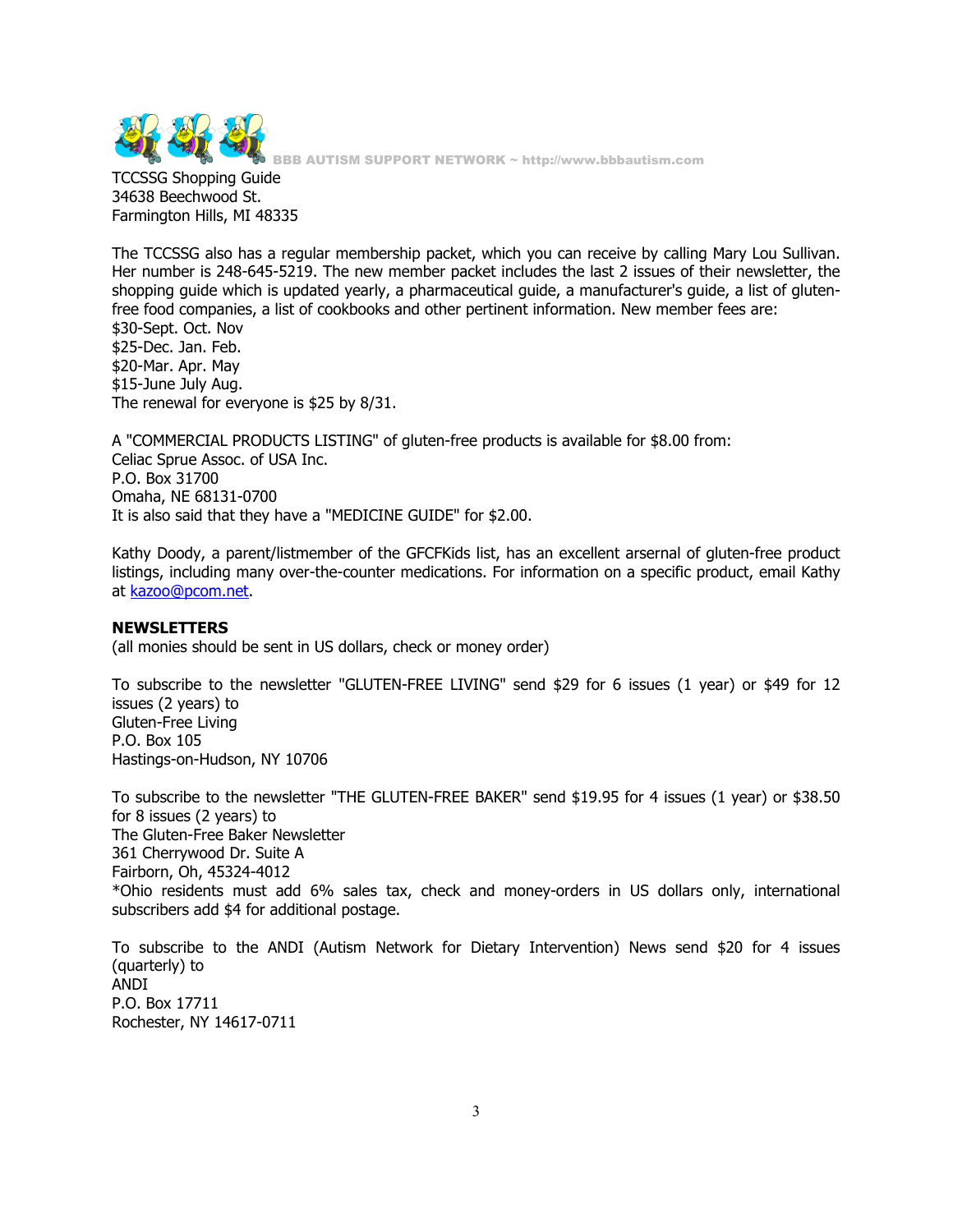TCCSSG Shopping Guide
34638 Beechwood St.
Farmington Hills, MI 48335

The TCCSSG also has a regular membership packet, which you can receive by calling Mary Lou Sullivan. Her number is 248-645-5219. The new member packet includes the last 2 issues of their newsletter, the shopping guide which is updated yearly, a pharmaceutical guide, a manufacturer's guide, a list of gluten-free food companies, a list of cookbooks and other pertinent information. New member fees are:
$30-Sept. Oct. Nov
$25-Dec. Jan. Feb.
$20-Mar. Apr. May
$15-June July Aug.
The renewal for everyone is $25 by 8/31.

A "COMMERCIAL PRODUCTS LISTING" of gluten-free products is available for $8.00 from:
Celiac Sprue Assoc. of USA Inc.
P.O. Box 31700
Omaha, NE 68131-0700
It is also said that they have a "MEDICINE GUIDE" for $2.00.

Kathy Doody, a parent/listmember of the GFCFKids list, has an excellent arsernal of gluten-free product listings, including many over-the-counter medications. For information on a specific product, email Kathy at kazoo@pcom.net.

**NEWSLETTERS**
(all monies should be sent in US dollars, check or money order)

To subscribe to the newsletter "GLUTEN-FREE LIVING" send $29 for 6 issues (1 year) or $49 for 12 issues (2 years) to
Gluten-Free Living
P.O. Box 105
Hastings-on-Hudson, NY 10706

To subscribe to the newsletter "THE GLUTEN-FREE BAKER" send $19.95 for 4 issues (1 year) or $38.50 for 8 issues (2 years) to
The Gluten-Free Baker Newsletter
361 Cherrywood Dr. Suite A
Fairborn, Oh, 45324-4012
*Ohio residents must add 6% sales tax, check and money-orders in US dollars only, international subscribers add $4 for additional postage.

To subscribe to the ANDI (Autism Network for Dietary Intervention) News send $20 for 4 issues (quarterly) to
ANDI
P.O. Box 17711
Rochester, NY 14617-0711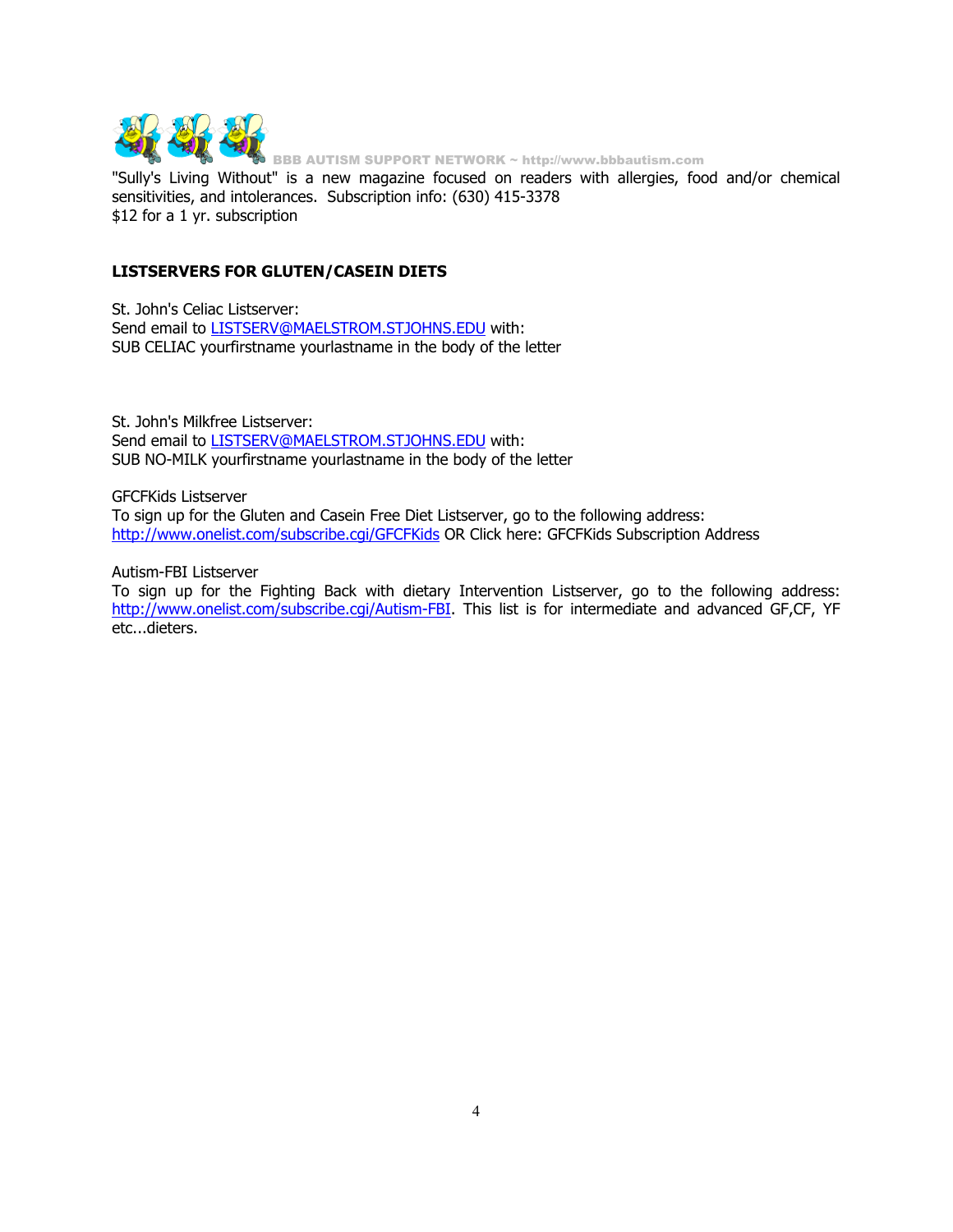"Sully's Living Without" is a new magazine focused on readers with allergies, food and/or chemical sensitivities, and intolerances. Subscription info: (630) 415-3378
$12 for a 1 yr. subscription

**LISTSERVERS FOR GLUTEN/CASEIN DIETS**

St. John's Celiac Listserver:
Send email to LISTSERV@MAELSTROM.STJOHNS.EDU with:
SUB CELIAC yourfirstname yourlastname in the body of the letter

St. John's Milkfree Listserver:
Send email to LISTSERV@MAELSTROM.STJOHNS.EDU with:
SUB NO-MILK yourfirstname yourlastname in the body of the letter

GFCFKids Listserver
To sign up for the Gluten and Casein Free Diet Listserver, go to the following address: http://www.onelist.com/subscribe.cgi/GFCFKids OR Click here: GFCFKids Subscription Address

Autism-FBI Listserver
To sign up for the Fighting Back with dietary Intervention Listserver, go to the following address: http://www.onelist.com/subscribe.cgi/Autism-FBI. This list is for intermediate and advanced GF,CF, YF etc...dieters.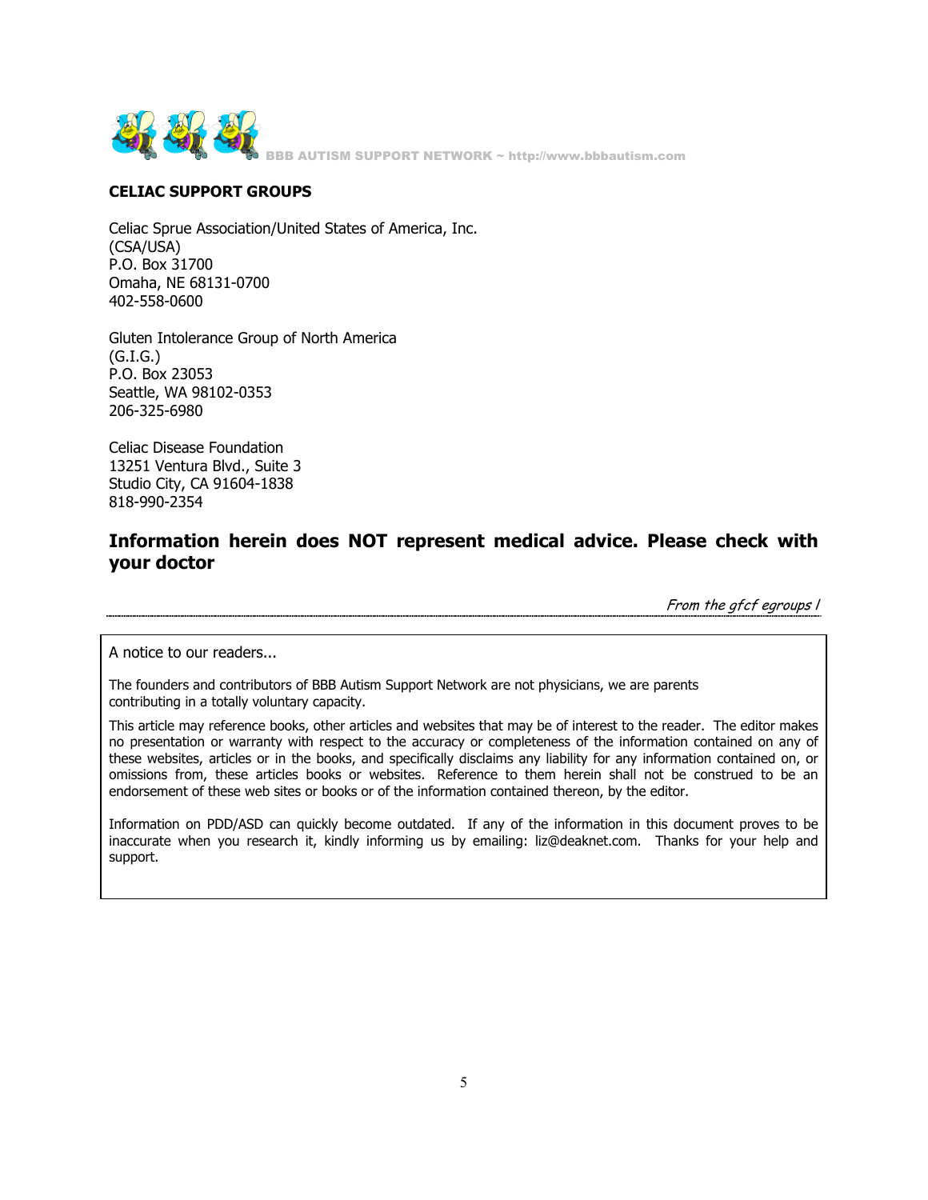## CELIAC SUPPORT GROUPS

Celiac Sprue Association/United States of America, Inc.
(CSA/USA)
P.O. Box 31700
Omaha, NE 68131-0700
402-558-0600

Gluten Intolerance Group of North America
(G.I.G.)
P.O. Box 23053
Seattle, WA 98102-0353
206-325-6980

Celiac Disease Foundation
13251 Ventura Blvd., Suite 3
Studio City, CA 91604-1838
818-990-2354

### Information herein does NOT represent medical advice. Please check with your doctor

*From the gfcf egroups l*

---

A notice to our readers...

The founders and contributors of BBB Autism Support Network are not physicians, we are parents contributing in a totally voluntary capacity.

This article may reference books, other articles and websites that may be of interest to the reader. The editor makes no presentation or warranty with respect to the accuracy or completeness of the information contained on any of these websites, articles or in the books, and specifically disclaims any liability for any information contained on, or omissions from, these articles books or websites. Reference to them herein shall not be construed to be an endorsement of these web sites or books or of the information contained thereon, by the editor.

Information on PDD/ASD can quickly become outdated. If any of the information in this document proves to be inaccurate when you research it, kindly informing us by emailing: liz@deaknet.com. Thanks for your help and support.